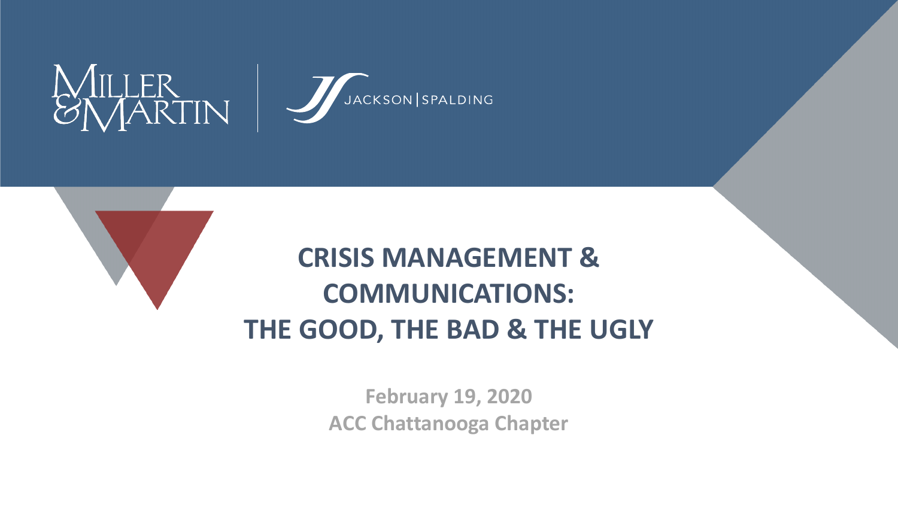MILLER & MARTIN | JACKSON | SPALDING

# CRISIS MANAGEMENT & COMMUNICATIONS: THE GOOD, THE BAD & THE UGLY

**February 19, 2020**
**ACC Chattanooga Chapter**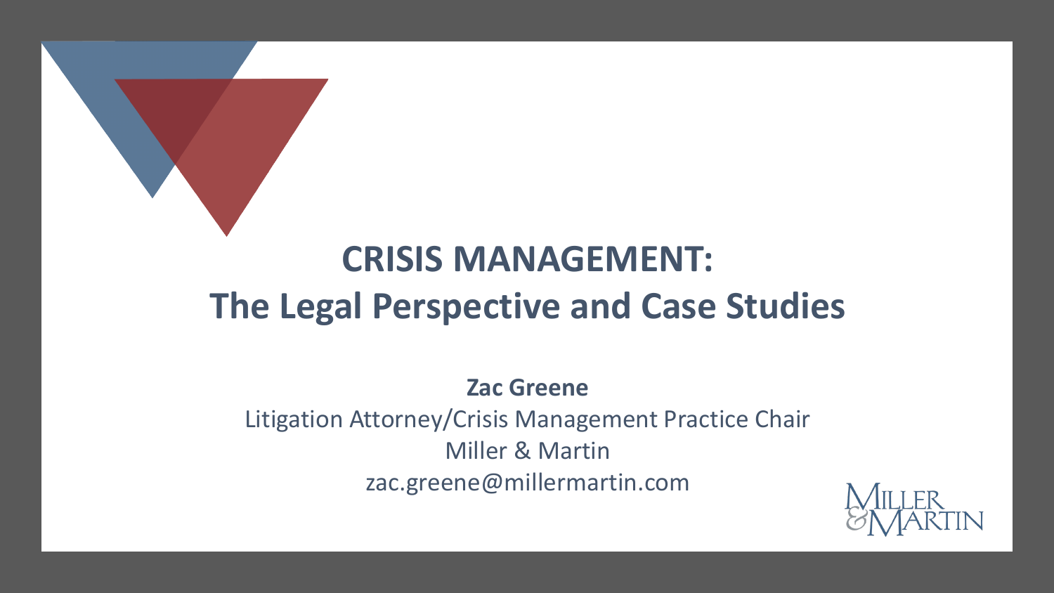# CRISIS MANAGEMENT:
# The Legal Perspective and Case Studies

**Zac Greene**

Litigation Attorney/Crisis Management Practice Chair

Miller & Martin

zac.greene@millermartin.com

Miller & Martin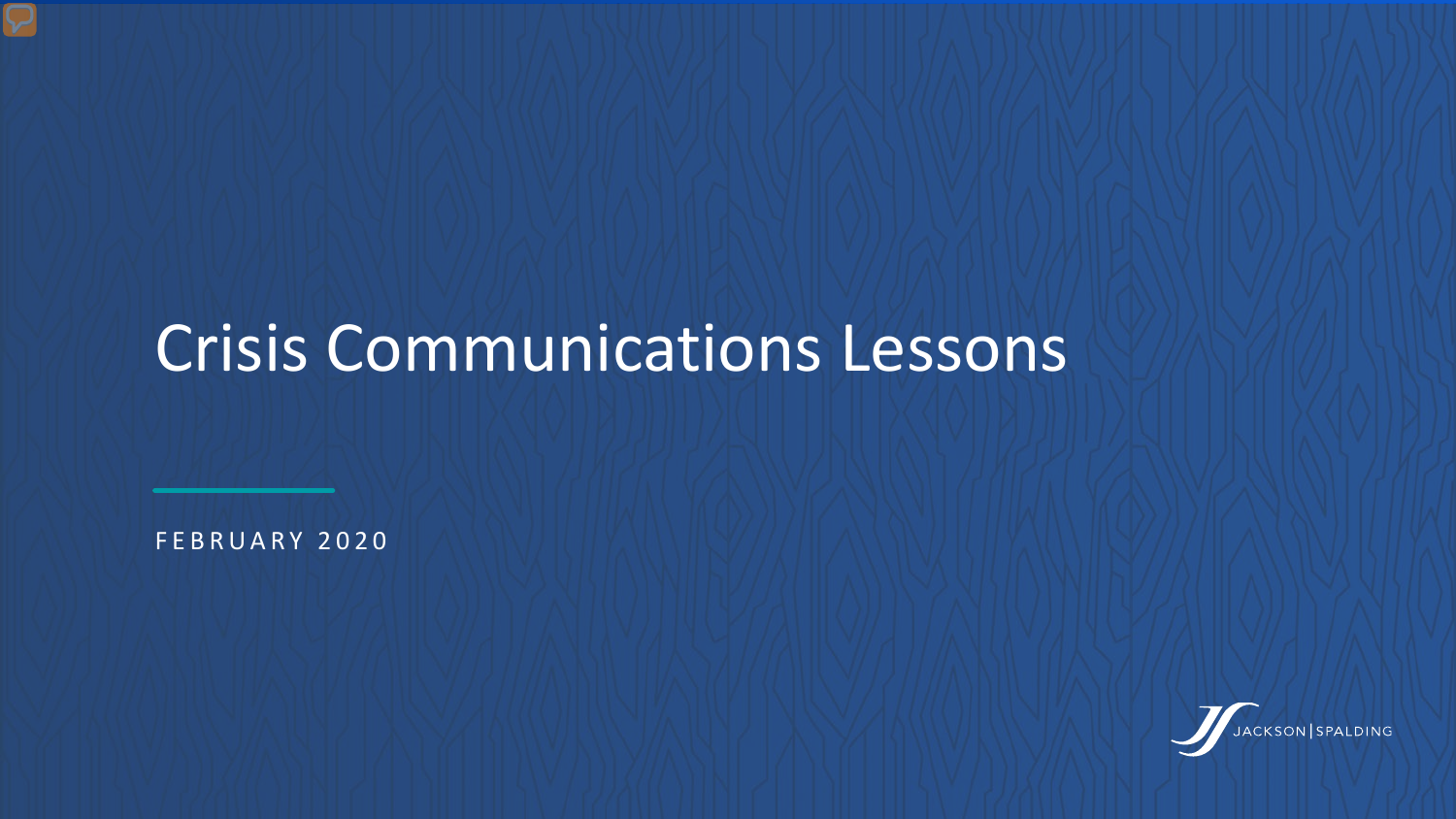# Crisis Communications Lessons

FEBRUARY 2020

JACKSON | SPALDING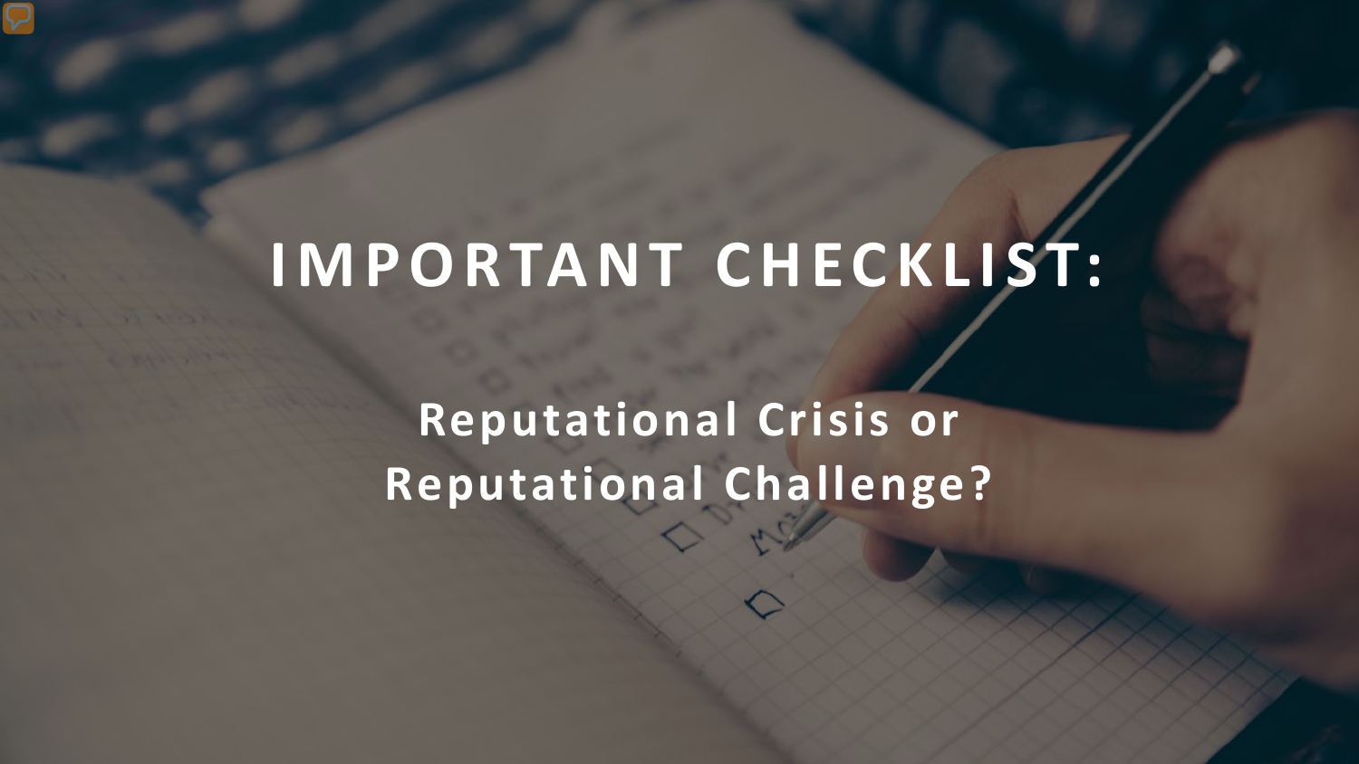# IMPORTANT CHECKLIST:

## Reputational Crisis or Reputational Challenge?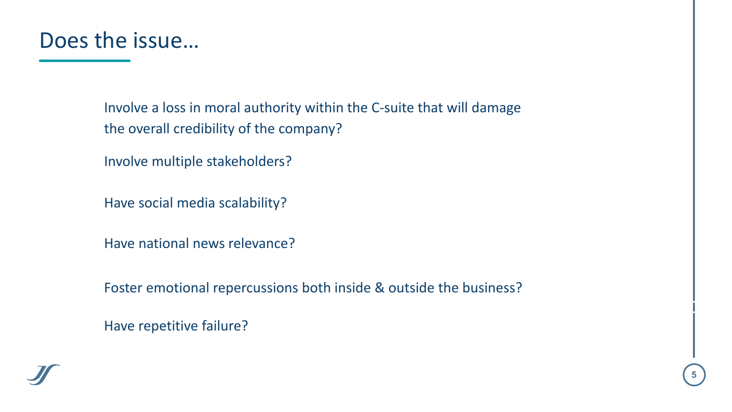# Does the issue…

Involve a loss in moral authority within the C-suite that will damage the overall credibility of the company?

Involve multiple stakeholders?

Have social media scalability?

Have national news relevance?

Foster emotional repercussions both inside & outside the business?

Have repetitive failure?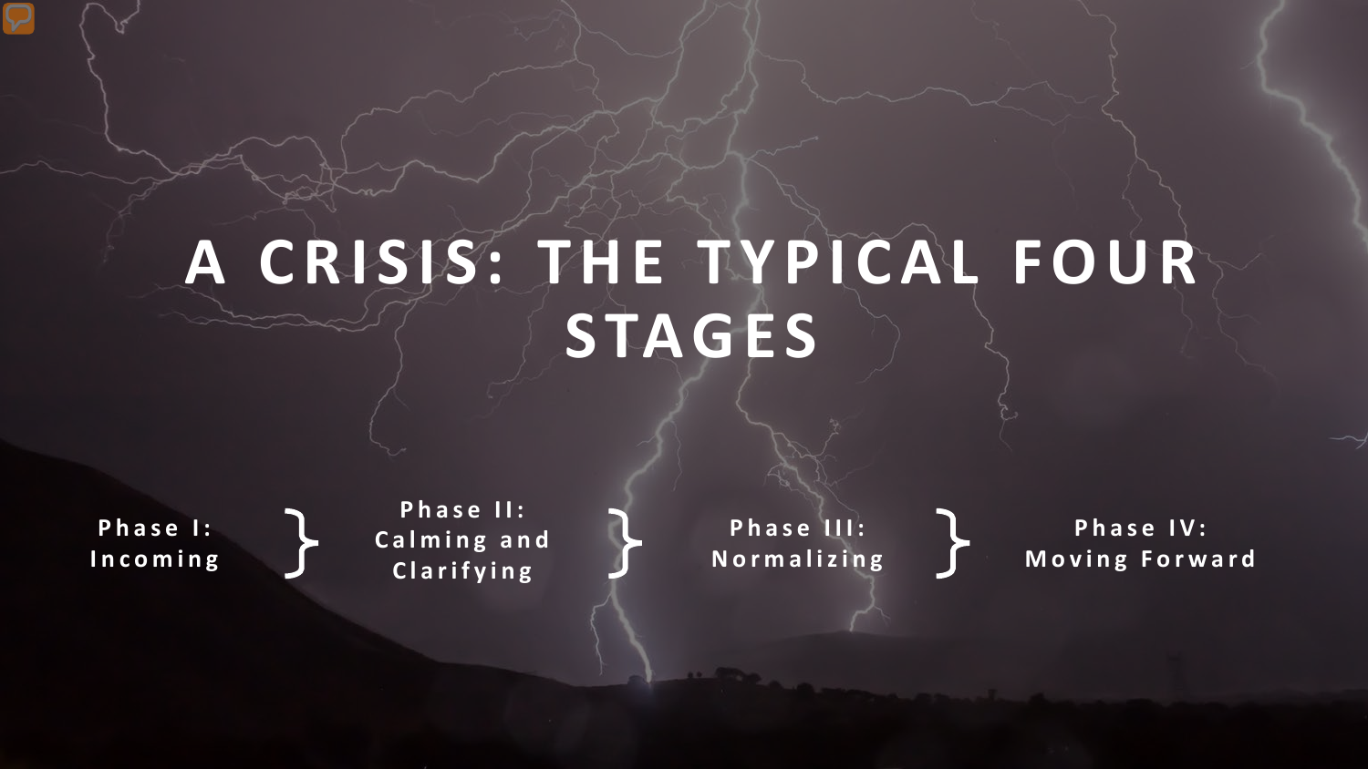# A CRISIS: THE TYPICAL FOUR STAGES

**Phase I: Incoming** } **Phase II: Calming and Clarifying** } **Phase III: Normalizing** } **Phase IV: Moving Forward**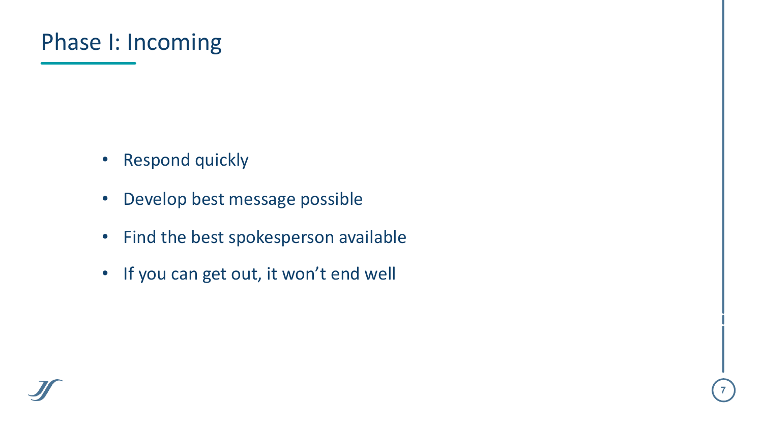# Phase I: Incoming

- Respond quickly
- Develop best message possible
- Find the best spokesperson available
- If you can get out, it won't end well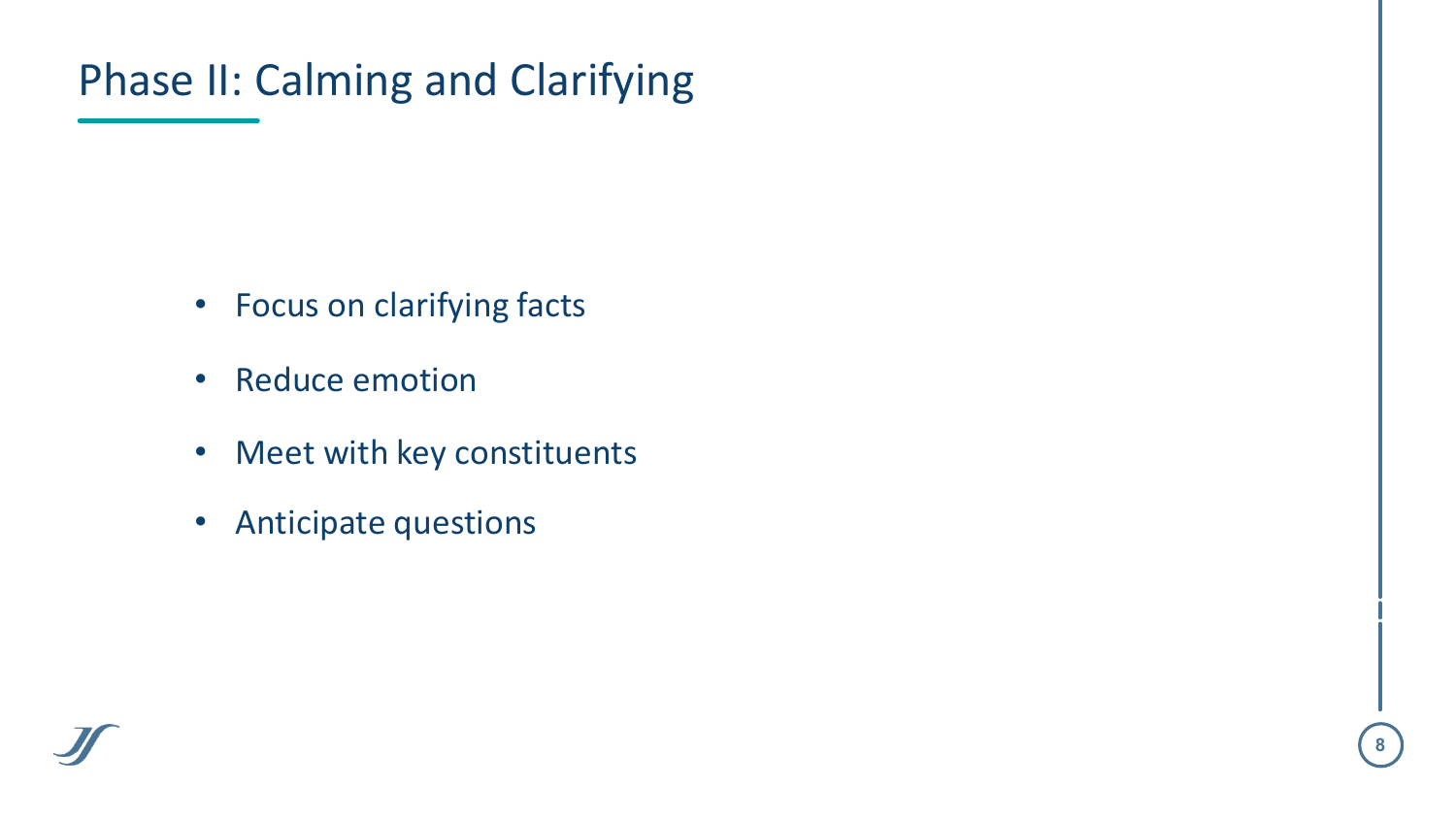# Phase II: Calming and Clarifying

- Focus on clarifying facts
- Reduce emotion
- Meet with key constituents
- Anticipate questions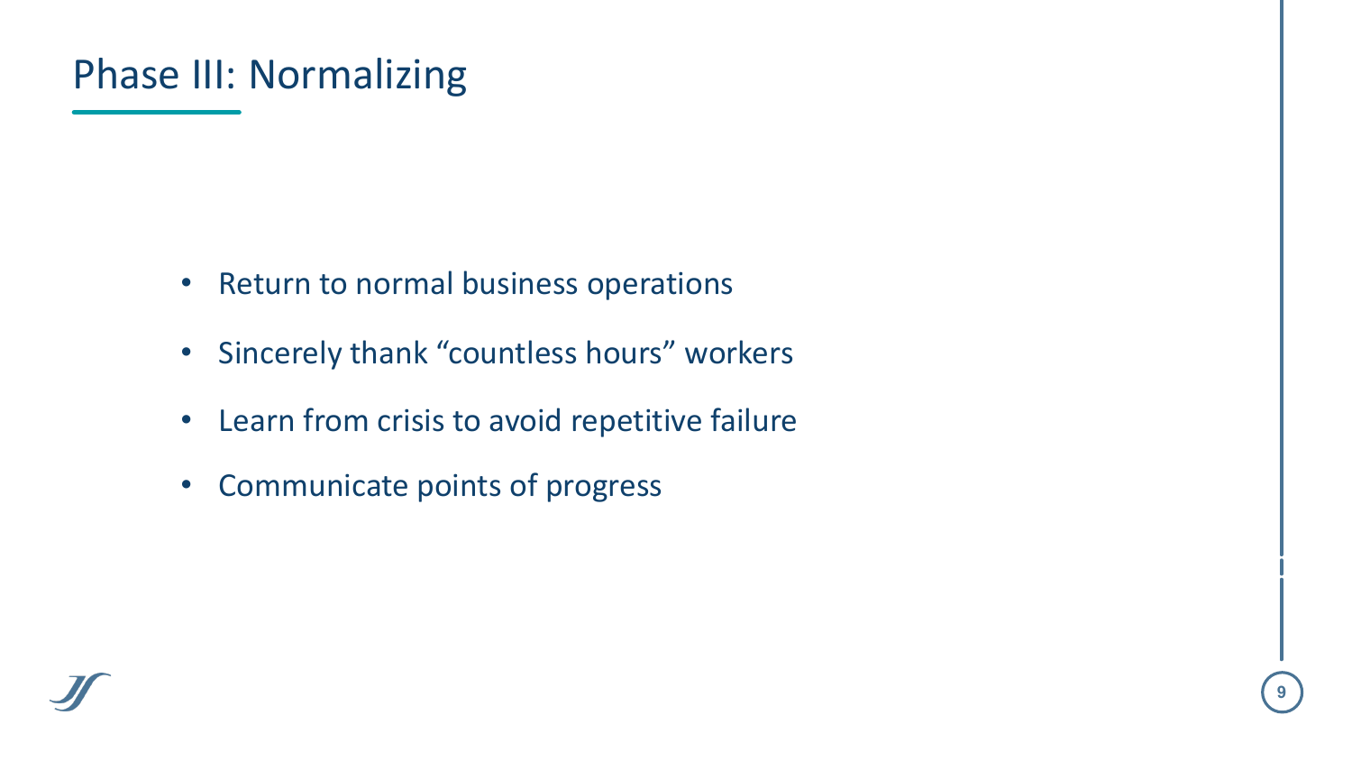# Phase III: Normalizing

- Return to normal business operations
- Sincerely thank “countless hours” workers
- Learn from crisis to avoid repetitive failure
- Communicate points of progress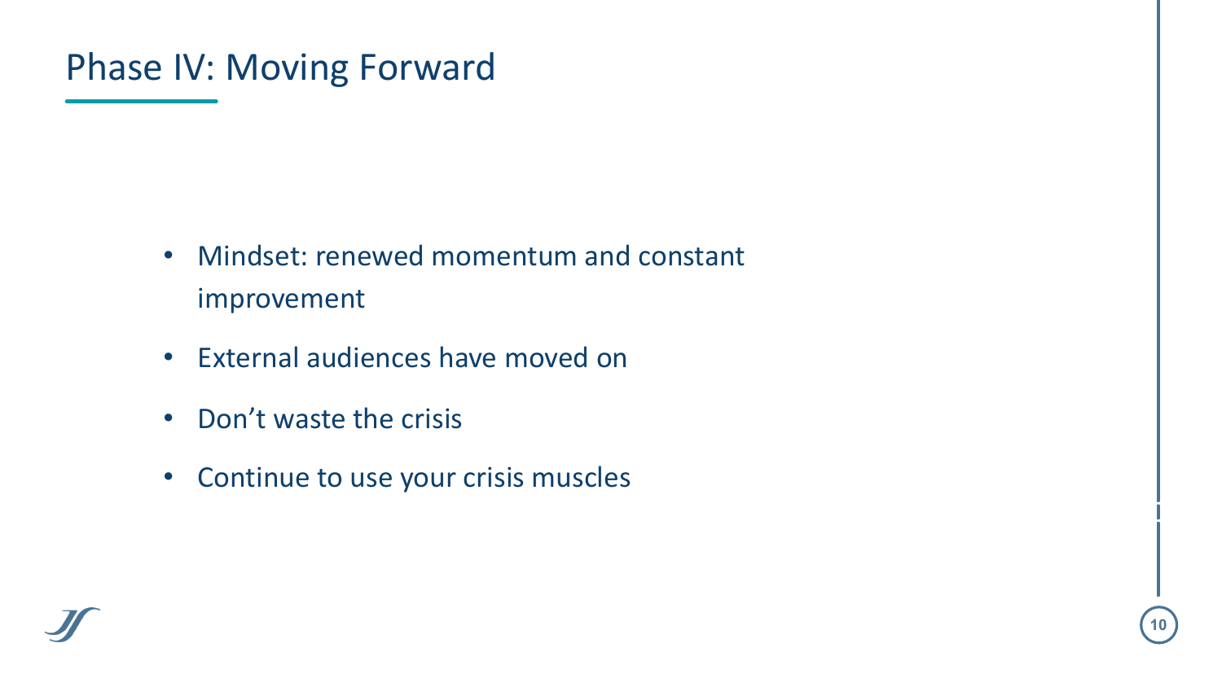# Phase IV: Moving Forward

- Mindset: renewed momentum and constant improvement
- External audiences have moved on
- Don’t waste the crisis
- Continue to use your crisis muscles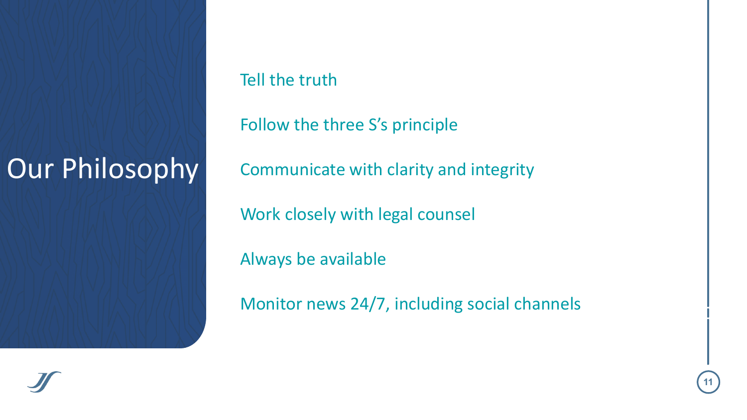# Our Philosophy

Tell the truth

Follow the three S's principle

Communicate with clarity and integrity

Work closely with legal counsel

Always be available

Monitor news 24/7, including social channels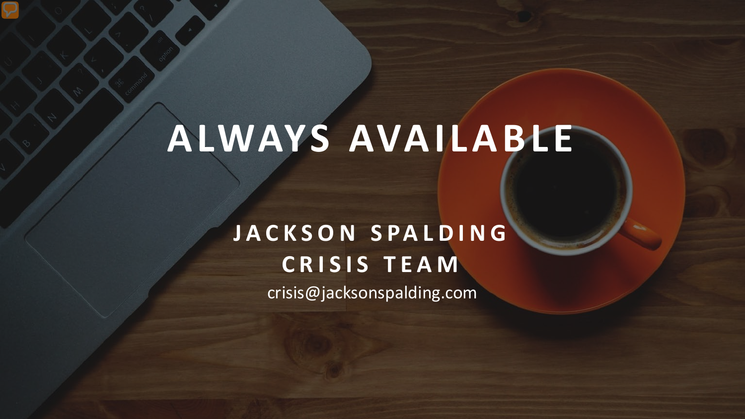# ALWAYS AVAILABLE

## JACKSON SPALDING CRISIS TEAM

crisis@jacksonspalding.com